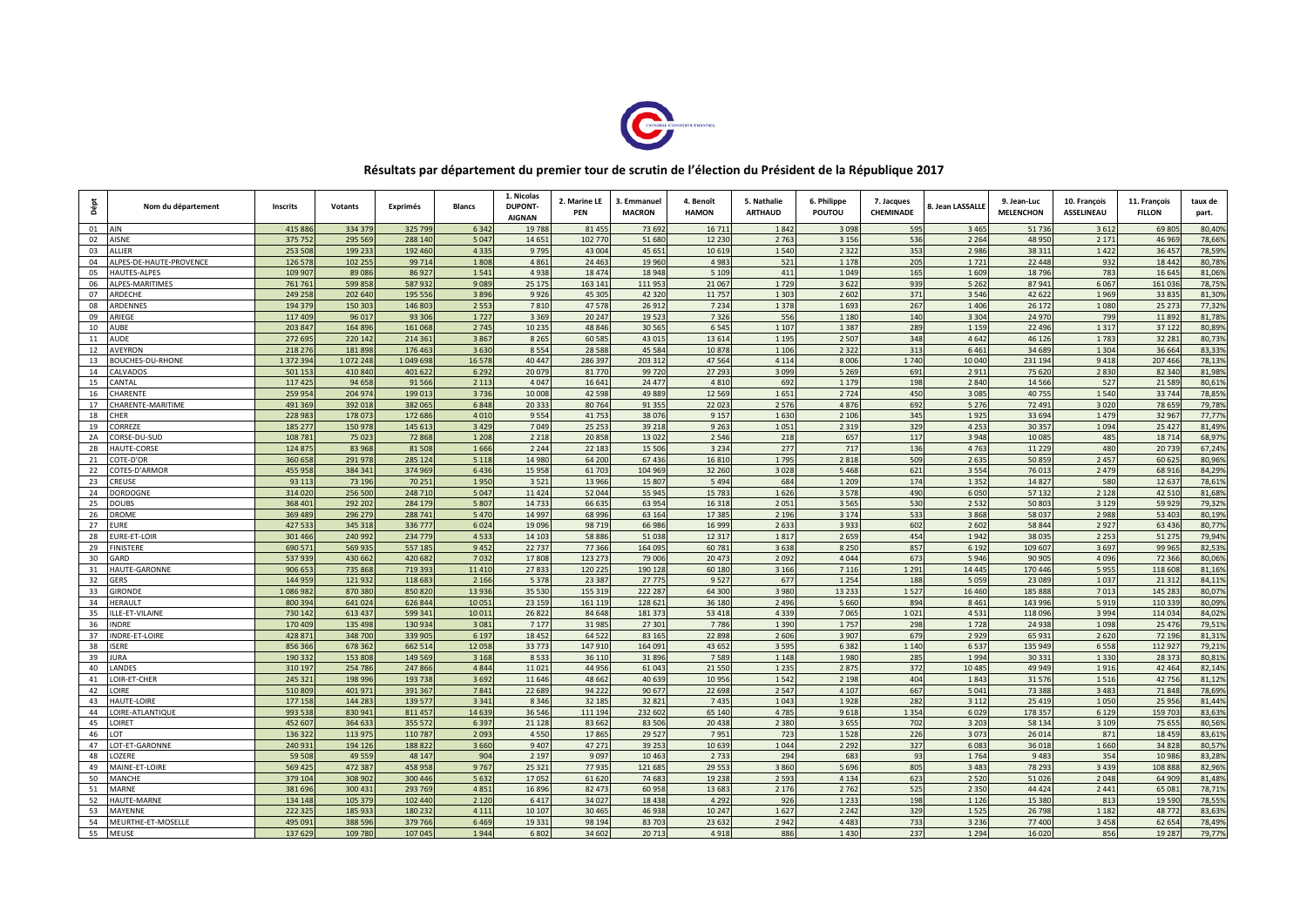# Résultats par département du premier tour de scrutin de l'élection du Président de la République 2017

| Dépt | Nom du département | Inscrits | Votants | Exprimés | Blancs | 1. Nicolas DUPONT-AIGNAN | 2. Marine LE PEN | 3. Emmanuel MACRON | 4. Benoît HAMON | 5. Nathalie ARTHAUD | 6. Philippe POUTOU | 7. Jacques CHEMINADE | 8. Jean LASSALLE | 9. Jean-Luc MELENCHON | 10. François ASSELINEAU | 11. François FILLON | taux de part. |
|---|---|---|---|---|---|---|---|---|---|---|---|---|---|---|---|---|---|
| 01 | AIN | 415 886 | 334 379 | 325 799 | 6 342 | 19 788 | 81 455 | 73 692 | 16 711 | 1 842 | 3 098 | 595 | 3 465 | 51 736 | 3 612 | 69 805 | 80,40% |
| 02 | AISNE | 375 752 | 295 569 | 288 140 | 5 047 | 14 651 | 102 770 | 51 680 | 12 230 | 2 763 | 3 156 | 536 | 2 264 | 48 950 | 2 171 | 46 969 | 78,66% |
| 03 | ALLIER | 253 508 | 199 233 | 192 460 | 4 335 | 9 795 | 43 004 | 45 651 | 10 619 | 1 540 | 2 322 | 353 | 2 986 | 38 311 | 1 422 | 36 457 | 78,59% |
| 04 | ALPES-DE-HAUTE-PROVENCE | 126 578 | 102 255 | 99 714 | 1 808 | 4 861 | 24 463 | 19 960 | 4 983 | 521 | 1 178 | 205 | 1 721 | 22 448 | 932 | 18 442 | 80,78% |
| 05 | HAUTES-ALPES | 109 907 | 89 086 | 86 927 | 1 541 | 4 938 | 18 474 | 18 948 | 5 109 | 411 | 1 049 | 165 | 1 609 | 18 796 | 783 | 16 645 | 81,06% |
| 06 | ALPES-MARITIMES | 761 761 | 599 858 | 587 932 | 9 089 | 25 175 | 163 141 | 111 953 | 21 067 | 1 729 | 3 622 | 939 | 5 262 | 87 941 | 6 067 | 161 036 | 78,75% |
| 07 | ARDECHE | 249 258 | 202 640 | 195 556 | 3 896 | 9 926 | 45 305 | 42 320 | 11 757 | 1 303 | 2 602 | 371 | 3 546 | 42 622 | 1 969 | 33 835 | 81,30% |
| 08 | ARDENNES | 194 379 | 150 303 | 146 803 | 2 553 | 7 810 | 47 578 | 26 912 | 7 234 | 1 378 | 1 693 | 267 | 1 406 | 26 172 | 1 080 | 25 273 | 77,32% |
| 09 | ARIEGE | 117 409 | 96 017 | 93 306 | 1 727 | 3 369 | 20 247 | 19 523 | 7 326 | 556 | 1 180 | 140 | 3 304 | 24 970 | 799 | 11 892 | 81,78% |
| 10 | AUBE | 203 847 | 164 896 | 161 068 | 2 745 | 10 235 | 48 846 | 30 565 | 6 545 | 1 107 | 1 387 | 289 | 1 159 | 22 496 | 1 317 | 37 122 | 80,89% |
| 11 | AUDE | 272 695 | 220 142 | 214 361 | 3 867 | 8 265 | 60 585 | 43 015 | 13 614 | 1 195 | 2 507 | 348 | 4 642 | 46 126 | 1 783 | 32 281 | 80,73% |
| 12 | AVEYRON | 218 276 | 181 898 | 176 463 | 3 630 | 8 554 | 28 588 | 45 584 | 10 878 | 1 106 | 2 322 | 313 | 6 461 | 34 689 | 1 304 | 36 664 | 83,33% |
| 13 | BOUCHES-DU-RHONE | 1 372 394 | 1 072 248 | 1 049 698 | 16 578 | 40 447 | 286 397 | 203 312 | 47 564 | 4 114 | 8 006 | 1 740 | 10 040 | 231 194 | 9 418 | 207 466 | 78,13% |
| 14 | CALVADOS | 501 153 | 410 840 | 401 622 | 6 292 | 20 079 | 81 770 | 99 720 | 27 293 | 3 099 | 5 269 | 691 | 2 911 | 75 620 | 2 830 | 82 340 | 81,98% |
| 15 | CANTAL | 117 425 | 94 658 | 91 566 | 2 113 | 4 047 | 16 641 | 24 477 | 4 810 | 692 | 1 179 | 198 | 2 840 | 14 566 | 527 | 21 589 | 80,61% |
| 16 | CHARENTE | 259 954 | 204 974 | 199 013 | 3 736 | 10 008 | 42 598 | 49 889 | 12 569 | 1 651 | 2 724 | 450 | 3 085 | 40 755 | 1 540 | 33 744 | 78,85% |
| 17 | CHARENTE-MARITIME | 491 369 | 392 018 | 382 065 | 6 848 | 20 333 | 80 764 | 91 355 | 22 023 | 2 576 | 4 876 | 692 | 5 276 | 72 491 | 3 020 | 78 659 | 79,78% |
| 18 | CHER | 228 983 | 178 073 | 172 686 | 4 010 | 9 554 | 41 753 | 38 076 | 9 157 | 1 630 | 2 106 | 345 | 1 925 | 33 694 | 1 479 | 32 967 | 77,77% |
| 19 | CORREZE | 185 277 | 150 978 | 145 613 | 3 429 | 7 049 | 25 253 | 39 218 | 9 263 | 1 051 | 2 319 | 329 | 4 253 | 30 357 | 1 094 | 25 427 | 81,49% |
| 2A | CORSE-DU-SUD | 108 781 | 75 023 | 72 868 | 1 208 | 2 218 | 20 858 | 13 022 | 2 546 | 218 | 657 | 117 | 3 948 | 10 085 | 485 | 18 714 | 68,97% |
| 2B | HAUTE-CORSE | 124 875 | 83 968 | 81 508 | 1 666 | 2 244 | 22 183 | 15 506 | 3 234 | 277 | 717 | 136 | 4 763 | 11 229 | 480 | 20 739 | 67,24% |
| 21 | COTE-D'OR | 360 658 | 291 978 | 285 124 | 5 118 | 14 980 | 64 200 | 67 436 | 16 810 | 1 795 | 2 818 | 509 | 2 635 | 50 859 | 2 457 | 60 625 | 80,96% |
| 22 | COTES-D'ARMOR | 455 958 | 384 341 | 374 969 | 6 436 | 15 958 | 61 703 | 104 969 | 32 260 | 3 028 | 5 468 | 621 | 3 554 | 76 013 | 2 479 | 68 916 | 84,29% |
| 23 | CREUSE | 93 113 | 73 196 | 70 251 | 1 950 | 3 521 | 13 966 | 15 807 | 5 494 | 684 | 1 209 | 174 | 1 352 | 14 827 | 580 | 12 637 | 78,61% |
| 24 | DORDOGNE | 314 020 | 256 500 | 248 710 | 5 047 | 11 424 | 52 044 | 55 945 | 15 783 | 1 626 | 3 578 | 490 | 6 050 | 57 132 | 2 128 | 42 510 | 81,68% |
| 25 | DOUBS | 368 401 | 292 202 | 284 179 | 5 807 | 14 733 | 66 635 | 63 954 | 16 318 | 2 051 | 3 565 | 530 | 2 532 | 50 803 | 3 129 | 59 929 | 79,32% |
| 26 | DROME | 369 489 | 296 279 | 288 741 | 5 470 | 14 997 | 68 996 | 63 164 | 17 385 | 2 196 | 3 174 | 533 | 3 868 | 58 037 | 2 988 | 53 403 | 80,19% |
| 27 | EURE | 427 533 | 345 318 | 336 777 | 6 024 | 19 096 | 98 719 | 66 986 | 16 999 | 2 633 | 3 933 | 602 | 2 602 | 58 844 | 2 927 | 63 436 | 80,77% |
| 28 | EURE-ET-LOIR | 301 466 | 240 992 | 234 779 | 4 533 | 14 103 | 58 886 | 51 038 | 12 317 | 1 817 | 2 659 | 454 | 1 942 | 38 035 | 2 253 | 51 275 | 79,94% |
| 29 | FINISTERE | 690 571 | 569 935 | 557 185 | 9 452 | 22 737 | 77 366 | 164 095 | 60 781 | 3 638 | 8 250 | 857 | 6 192 | 109 607 | 3 697 | 99 965 | 82,53% |
| 30 | GARD | 537 939 | 430 662 | 420 682 | 7 032 | 17 808 | 123 273 | 79 006 | 20 473 | 2 092 | 4 044 | 673 | 5 946 | 90 905 | 4 096 | 72 366 | 80,06% |
| 31 | HAUTE-GARONNE | 906 653 | 735 868 | 719 393 | 11 410 | 27 833 | 120 225 | 190 128 | 60 180 | 3 166 | 7 116 | 1 291 | 14 445 | 170 446 | 5 955 | 118 608 | 81,16% |
| 32 | GERS | 144 959 | 121 932 | 118 683 | 2 166 | 5 378 | 23 387 | 27 775 | 9 527 | 677 | 1 254 | 188 | 5 059 | 23 089 | 1 037 | 21 312 | 84,11% |
| 33 | GIRONDE | 1 086 982 | 870 380 | 850 820 | 13 936 | 35 530 | 155 319 | 222 287 | 64 300 | 3 980 | 13 233 | 1 527 | 16 460 | 185 888 | 7 013 | 145 283 | 80,07% |
| 34 | HERAULT | 800 394 | 641 024 | 626 844 | 10 051 | 23 159 | 161 119 | 128 621 | 36 180 | 2 496 | 5 660 | 894 | 8 461 | 143 996 | 5 919 | 110 339 | 80,09% |
| 35 | ILLE-ET-VILAINE | 730 142 | 613 437 | 599 341 | 10 011 | 26 822 | 84 648 | 181 373 | 53 418 | 4 339 | 7 065 | 1 021 | 4 531 | 118 096 | 3 994 | 114 034 | 84,02% |
| 36 | INDRE | 170 409 | 135 498 | 130 934 | 3 081 | 7 177 | 31 985 | 27 301 | 7 786 | 1 390 | 1 757 | 298 | 1 728 | 24 938 | 1 098 | 25 476 | 79,51% |
| 37 | INDRE-ET-LOIRE | 428 871 | 348 700 | 339 905 | 6 197 | 18 452 | 64 522 | 83 165 | 22 898 | 2 606 | 3 907 | 679 | 2 929 | 65 931 | 2 620 | 72 196 | 81,31% |
| 38 | ISERE | 856 366 | 678 362 | 662 514 | 12 058 | 33 773 | 147 910 | 164 091 | 43 652 | 3 595 | 6 382 | 1 140 | 6 537 | 135 949 | 6 558 | 112 927 | 79,21% |
| 39 | JURA | 190 332 | 153 808 | 149 569 | 3 168 | 8 533 | 36 110 | 31 896 | 7 589 | 1 148 | 1 980 | 285 | 1 994 | 30 331 | 1 330 | 28 373 | 80,81% |
| 40 | LANDES | 310 197 | 254 786 | 247 866 | 4 844 | 11 021 | 44 956 | 61 043 | 21 550 | 1 235 | 2 875 | 372 | 10 485 | 49 949 | 1 916 | 42 464 | 82,14% |
| 41 | LOIR-ET-CHER | 245 321 | 198 996 | 193 738 | 3 692 | 11 646 | 48 662 | 40 639 | 10 956 | 1 542 | 2 198 | 404 | 1 843 | 31 576 | 1 516 | 42 756 | 81,12% |
| 42 | LOIRE | 510 809 | 401 971 | 391 367 | 7 841 | 22 689 | 94 222 | 90 677 | 22 698 | 2 547 | 4 107 | 667 | 5 041 | 73 388 | 3 483 | 71 848 | 78,69% |
| 43 | HAUTE-LOIRE | 177 158 | 144 283 | 139 577 | 3 341 | 8 346 | 32 185 | 32 821 | 7 435 | 1 043 | 1 928 | 282 | 3 112 | 25 419 | 1 050 | 25 956 | 81,44% |
| 44 | LOIRE-ATLANTIQUE | 993 538 | 830 941 | 811 457 | 14 639 | 36 546 | 111 194 | 232 602 | 65 140 | 4 785 | 9 618 | 1 354 | 6 029 | 178 357 | 6 129 | 159 703 | 83,63% |
| 45 | LOIRET | 452 607 | 364 633 | 355 572 | 6 397 | 21 128 | 83 662 | 83 506 | 20 438 | 2 380 | 3 655 | 702 | 3 203 | 58 134 | 3 109 | 75 655 | 80,56% |
| 46 | LOT | 136 322 | 113 975 | 110 787 | 2 093 | 4 550 | 17 865 | 29 527 | 7 951 | 723 | 1 528 | 226 | 3 073 | 26 014 | 871 | 18 459 | 83,61% |
| 47 | LOT-ET-GARONNE | 240 931 | 194 126 | 188 822 | 3 660 | 9 407 | 47 271 | 39 253 | 10 639 | 1 044 | 2 292 | 327 | 6 083 | 36 018 | 1 660 | 34 828 | 80,57% |
| 48 | LOZERE | 59 508 | 49 559 | 48 147 | 904 | 2 197 | 9 097 | 10 463 | 2 733 | 294 | 683 | 93 | 1 764 | 9 483 | 354 | 10 986 | 83,28% |
| 49 | MAINE-ET-LOIRE | 569 425 | 472 387 | 458 958 | 9 767 | 25 321 | 77 935 | 121 685 | 29 553 | 3 860 | 5 696 | 805 | 3 483 | 78 293 | 3 439 | 108 888 | 82,96% |
| 50 | MANCHE | 379 104 | 308 902 | 300 446 | 5 632 | 17 052 | 61 620 | 74 683 | 19 238 | 2 593 | 4 134 | 623 | 2 520 | 51 026 | 2 048 | 64 909 | 81,48% |
| 51 | MARNE | 381 696 | 300 431 | 293 769 | 4 851 | 16 896 | 82 473 | 60 958 | 13 683 | 2 176 | 2 762 | 525 | 2 350 | 44 424 | 2 441 | 65 081 | 78,71% |
| 52 | HAUTE-MARNE | 134 148 | 105 379 | 102 440 | 2 120 | 6 417 | 34 027 | 18 438 | 4 292 | 926 | 1 233 | 198 | 1 126 | 15 380 | 813 | 19 590 | 78,55% |
| 53 | MAYENNE | 222 325 | 185 933 | 180 232 | 4 111 | 10 107 | 30 465 | 46 938 | 10 247 | 1 627 | 2 242 | 329 | 1 525 | 26 798 | 1 182 | 48 772 | 83,63% |
| 54 | MEURTHE-ET-MOSELLE | 495 091 | 388 596 | 379 766 | 6 469 | 19 331 | 98 194 | 83 703 | 23 632 | 2 942 | 4 483 | 733 | 3 236 | 77 400 | 3 458 | 62 654 | 78,49% |
| 55 | MEUSE | 137 629 | 109 780 | 107 045 | 1 944 | 6 802 | 34 602 | 20 713 | 4 918 | 886 | 1 430 | 237 | 1 294 | 16 020 | 856 | 19 287 | 79,77% |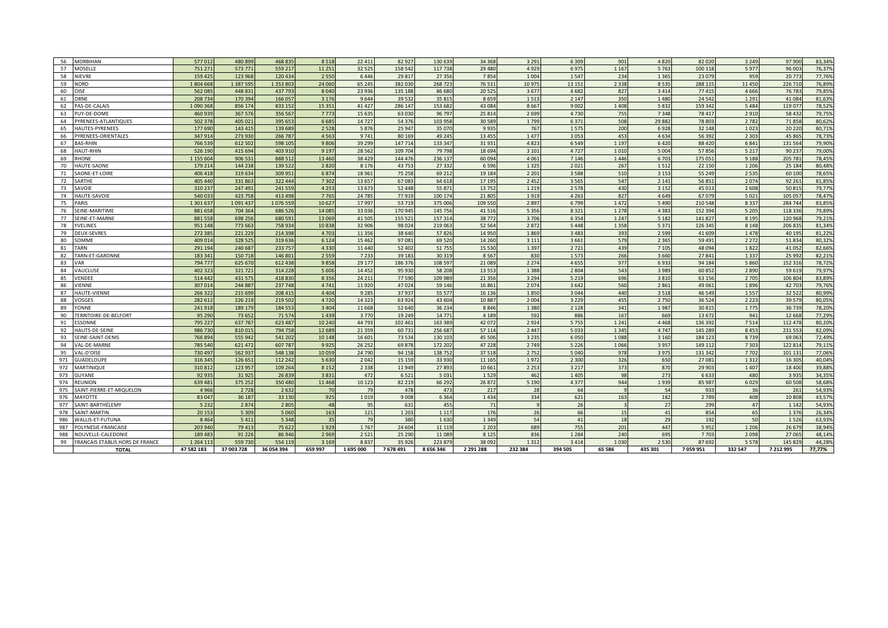| | | | | | | | | | | | | | | | | | |
|---|---|---|---|---|---|---|---|---|---|---|---|---|---|---|---|---|---|
| 56 | MORBIHAN | 577 012 | 480 899 | 468 835 | 8 518 | 22 411 | 82 927 | 130 639 | 34 368 | 3 291 | 6 309 | 901 | 4 820 | 82 020 | 3 249 | 97 900 | 83,34% |
| 57 | MOSELLE | 751 271 | 573 771 | 559 217 | 11 251 | 32 525 | 158 542 | 117 738 | 29 480 | 4 929 | 6 975 | 1 167 | 5 763 | 100 118 | 5 977 | 96 003 | 76,37% |
| 58 | NIEVRE | 159 425 | 123 968 | 120 434 | 2 550 | 6 446 | 29 817 | 27 356 | 7 854 | 1 004 | 1 547 | 234 | 1 365 | 23 079 | 959 | 20 773 | 77,76% |
| 59 | NORD | 1 804 668 | 1 387 595 | 1 353 803 | 24 060 | 65 245 | 382 030 | 268 723 | 76 531 | 10 975 | 13 151 | 2 338 | 8 535 | 288 115 | 11 450 | 226 710 | 76,89% |
| 60 | OISE | 562 085 | 448 831 | 437 793 | 8 040 | 23 936 | 135 188 | 86 680 | 20 525 | 3 677 | 4 682 | 827 | 3 414 | 77 415 | 4 666 | 76 783 | 79,85% |
| 61 | ORNE | 208 734 | 170 394 | 166 057 | 3 176 | 9 644 | 39 532 | 35 815 | 8 659 | 1 513 | 2 147 | 350 | 1 480 | 24 542 | 1 291 | 41 084 | 81,63% |
| 62 | PAS-DE-CALAIS | 1 090 368 | 856 174 | 833 152 | 15 351 | 41 427 | 286 147 | 153 682 | 43 084 | 8 667 | 9 002 | 1 408 | 5 832 | 159 342 | 5 484 | 119 077 | 78,52% |
| 63 | PUY-DE-DOME | 460 939 | 367 576 | 356 567 | 7 773 | 15 635 | 63 030 | 96 797 | 25 814 | 2 699 | 4 730 | 755 | 7 348 | 78 417 | 2 910 | 58 432 | 79,75% |
| 64 | PYRENEES-ATLANTIQUES | 502 378 | 405 021 | 395 653 | 6 685 | 14 727 | 54 376 | 103 958 | 30 589 | 1 799 | 6 371 | 508 | 29 882 | 78 803 | 2 782 | 71 858 | 80,62% |
| 65 | HAUTES-PYRENEES | 177 690 | 143 415 | 139 689 | 2 528 | 5 876 | 25 947 | 35 070 | 9 935 | 767 | 1 575 | 200 | 6 928 | 32 148 | 1 023 | 20 220 | 80,71% |
| 66 | PYRENEES-ORIENTALES | 347 914 | 273 930 | 266 787 | 4 563 | 9 741 | 80 169 | 49 245 | 13 455 | 1 477 | 3 053 | 453 | 4 634 | 56 392 | 2 303 | 45 865 | 78,73% |
| 67 | BAS-RHIN | 766 539 | 612 502 | 598 105 | 9 806 | 39 299 | 147 714 | 133 347 | 31 931 | 4 823 | 6 549 | 1 197 | 6 420 | 88 420 | 6 841 | 131 564 | 79,90% |
| 68 | HAUT-RHIN | 526 190 | 415 694 | 403 910 | 9 197 | 28 562 | 109 704 | 79 798 | 18 694 | 3 101 | 4 727 | 1 010 | 5 004 | 57 856 | 5 217 | 90 237 | 79,00% |
| 69 | RHONE | 1 155 604 | 906 531 | 888 512 | 13 460 | 38 429 | 144 476 | 236 137 | 60 094 | 4 061 | 7 146 | 1 446 | 6 703 | 175 051 | 9 188 | 205 781 | 78,45% |
| 70 | HAUTE-SAONE | 179 214 | 144 238 | 139 522 | 2 820 | 8 176 | 43 753 | 27 332 | 6 596 | 1 325 | 2 021 | 267 | 1 512 | 22 150 | 1 206 | 25 184 | 80,48% |
| 71 | SAONE-ET-LOIRE | 406 418 | 319 634 | 309 951 | 6 874 | 18 961 | 75 258 | 69 212 | 19 184 | 2 201 | 3 588 | 510 | 3 153 | 55 249 | 2 535 | 60 100 | 78,65% |
| 72 | SARTHE | 405 440 | 331 863 | 322 444 | 7 302 | 13 657 | 67 083 | 64 618 | 17 195 | 2 452 | 3 565 | 547 | 2 141 | 56 851 | 2 074 | 92 261 | 81,85% |
| 73 | SAVOIE | 310 237 | 247 491 | 241 559 | 4 253 | 13 673 | 52 448 | 55 871 | 13 752 | 1 219 | 2 578 | 430 | 3 152 | 45 013 | 2 608 | 50 815 | 79,77% |
| 74 | HAUTE-SAVOIE | 540 033 | 423 758 | 413 498 | 7 765 | 24 785 | 77 919 | 100 174 | 21 805 | 1 919 | 4 263 | 827 | 4 649 | 67 079 | 5 021 | 105 057 | 78,47% |
| 75 | PARIS | 1 301 637 | 1 091 437 | 1 076 559 | 10 627 | 17 997 | 53 719 | 375 006 | 109 550 | 2 897 | 6 799 | 1 472 | 5 490 | 210 548 | 8 337 | 284 744 | 83,85% |
| 76 | SEINE-MARITIME | 881 658 | 704 364 | 686 526 | 14 085 | 33 036 | 170 945 | 145 756 | 41 516 | 5 356 | 8 321 | 1 278 | 4 383 | 152 394 | 5 205 | 118 336 | 79,89% |
| 77 | SEINE-ET-MARNE | 881 558 | 698 256 | 680 591 | 13 069 | 41 505 | 155 521 | 157 314 | 38 772 | 3 706 | 6 354 | 1 247 | 5 182 | 141 827 | 8 195 | 120 968 | 79,21% |
| 78 | YVELINES | 951 148 | 773 663 | 758 934 | 10 838 | 32 906 | 98 024 | 219 063 | 52 564 | 2 872 | 5 448 | 1 358 | 5 371 | 126 345 | 8 148 | 206 835 | 81,34% |
| 79 | DEUX-SEVRES | 272 385 | 221 229 | 214 398 | 4 703 | 11 356 | 38 640 | 57 826 | 14 950 | 1 869 | 3 483 | 393 | 2 599 | 41 609 | 1 478 | 40 195 | 81,22% |
| 80 | SOMME | 409 014 | 328 525 | 319 636 | 6 124 | 15 462 | 97 081 | 69 520 | 14 260 | 3 111 | 3 661 | 579 | 2 365 | 59 491 | 2 272 | 51 834 | 80,32% |
| 81 | TARN | 291 194 | 240 687 | 233 757 | 4 330 | 11 440 | 52 402 | 51 755 | 15 530 | 1 397 | 2 721 | 439 | 7 105 | 48 094 | 1 822 | 41 052 | 82,66% |
| 82 | TARN-ET-GARONNE | 183 341 | 150 718 | 146 801 | 2 559 | 7 233 | 39 183 | 30 319 | 8 567 | 830 | 1 573 | 266 | 3 660 | 27 841 | 1 337 | 25 992 | 82,21% |
| 83 | VAR | 794 777 | 625 670 | 612 438 | 9 858 | 29 177 | 186 376 | 108 597 | 21 089 | 2 274 | 4 655 | 977 | 6 933 | 94 184 | 5 860 | 152 316 | 78,72% |
| 84 | VAUCLUSE | 402 323 | 321 721 | 314 228 | 5 606 | 14 452 | 95 930 | 58 208 | 13 553 | 1 388 | 2 804 | 543 | 3 989 | 60 852 | 2 890 | 59 619 | 79,97% |
| 85 | VENDEE | 514 442 | 431 575 | 418 830 | 8 356 | 24 211 | 77 590 | 109 989 | 21 356 | 3 294 | 5 219 | 696 | 3 810 | 63 156 | 2 705 | 106 804 | 83,89% |
| 86 | VIENNE | 307 014 | 244 887 | 237 748 | 4 741 | 11 920 | 47 024 | 59 146 | 16 861 | 2 074 | 3 642 | 560 | 2 861 | 49 061 | 1 896 | 42 703 | 79,76% |
| 87 | HAUTE-VIENNE | 266 322 | 215 699 | 208 415 | 4 404 | 9 285 | 37 937 | 55 577 | 16 136 | 1 850 | 3 044 | 440 | 3 518 | 46 549 | 1 557 | 32 522 | 80,99% |
| 88 | VOSGES | 282 612 | 226 219 | 219 502 | 4 720 | 14 323 | 63 924 | 43 604 | 10 887 | 2 004 | 3 229 | 455 | 2 750 | 36 524 | 2 223 | 39 579 | 80,05% |
| 89 | YONNE | 241 918 | 189 179 | 184 553 | 3 404 | 11 668 | 52 640 | 36 234 | 8 846 | 1 380 | 2 128 | 341 | 1 987 | 30 815 | 1 775 | 36 739 | 78,20% |
| 90 | TERRITOIRE-DE-BELFORT | 95 290 | 73 652 | 71 574 | 1 439 | 3 770 | 19 249 | 14 771 | 4 189 | 592 | 886 | 167 | 669 | 13 672 | 941 | 12 668 | 77,29% |
| 91 | ESSONNE | 795 227 | 637 787 | 623 487 | 10 240 | 44 793 | 102 461 | 163 389 | 42 072 | 2 924 | 5 755 | 1 241 | 4 468 | 136 392 | 7 514 | 112 478 | 80,20% |
| 92 | HAUTS-DE-SEINE | 986 730 | 810 015 | 794 758 | 12 689 | 21 359 | 60 731 | 256 687 | 57 114 | 2 447 | 5 033 | 1 345 | 4 747 | 145 289 | 8 453 | 231 553 | 82,09% |
| 93 | SEINE-SAINT-DENIS | 766 894 | 555 942 | 541 202 | 10 148 | 16 601 | 73 534 | 130 103 | 45 506 | 3 235 | 6 050 | 1 088 | 3 160 | 184 123 | 8 739 | 69 063 | 72,49% |
| 94 | VAL-DE-MARNE | 785 540 | 621 472 | 607 787 | 9 925 | 26 252 | 69 878 | 172 202 | 47 228 | 2 749 | 5 226 | 1 066 | 3 957 | 149 112 | 7 303 | 122 814 | 79,11% |
| 95 | VAL-D'OISE | 730 497 | 562 937 | 548 138 | 10 059 | 24 790 | 94 158 | 138 752 | 37 518 | 2 752 | 5 040 | 978 | 3 975 | 131 342 | 7 702 | 101 131 | 77,06% |
| 971 | GUADELOUPE | 316 345 | 126 651 | 112 242 | 5 630 | 2 042 | 15 159 | 33 930 | 11 165 | 1 972 | 2 300 | 326 | 650 | 27 081 | 1 312 | 16 305 | 40,04% |
| 972 | MARTINIQUE | 310 812 | 123 957 | 109 264 | 8 152 | 2 338 | 11 949 | 27 893 | 10 661 | 2 253 | 3 217 | 373 | 870 | 29 903 | 1 407 | 18 400 | 39,88% |
| 973 | GUYANE | 92 935 | 31 925 | 26 839 | 3 831 | 472 | 6 521 | 5 031 | 1 529 | 462 | 1 405 | 98 | 273 | 6 633 | 480 | 3 935 | 34,35% |
| 974 | REUNION | 639 481 | 375 252 | 350 480 | 11 468 | 10 123 | 82 219 | 66 292 | 26 872 | 5 190 | 4 377 | 944 | 1 939 | 85 987 | 6 029 | 60 508 | 58,68% |
| 975 | SAINT-PIERRE-ET-MIQUELON | 4 966 | 2 728 | 2 632 | 70 | 79 | 478 | 473 | 217 | 28 | 64 | 9 | 54 | 933 | 36 | 261 | 54,93% |
| 976 | MAYOTTE | 83 047 | 36 187 | 33 130 | 925 | 1 019 | 9 008 | 6 364 | 1 434 | 334 | 621 | 163 | 182 | 2 789 | 408 | 10 808 | 43,57% |
| 977 | SAINT-BARTHÉLEMY | 5 232 | 2 874 | 2 805 | 48 | 95 | 631 | 455 | 71 | 9 | 26 | 3 | 27 | 299 | 47 | 1 142 | 54,93% |
| 978 | SAINT-MARTIN | 20 153 | 5 309 | 5 060 | 163 | 121 | 1 203 | 1 117 | 176 | 26 | 66 | 15 | 41 | 854 | 65 | 1 376 | 26,34% |
| 986 | WALLIS-ET-FUTUNA | 8 464 | 5 411 | 5 348 | 35 | 79 | 380 | 1 630 | 1 349 | 54 | 41 | 18 | 29 | 192 | 50 | 1 526 | 63,93% |
| 987 | POLYNESIE-FRANCAISE | 203 940 | 79 413 | 75 622 | 1 929 | 1 767 | 24 604 | 11 119 | 2 203 | 689 | 755 | 201 | 447 | 5 952 | 1 206 | 26 679 | 38,94% |
| 988 | NOUVELLE-CALEDONIE | 189 483 | 91 226 | 86 946 | 2 969 | 2 521 | 25 290 | 11 089 | 8 125 | 836 | 1 284 | 240 | 695 | 7 703 | 2 098 | 27 065 | 48,14% |
| 99 | FRANCAIS ETABLIS HORS DE FRANCE | 1 264 113 | 559 730 | 554 119 | 3 169 | 8 837 | 35 926 | 223 879 | 38 092 | 1 312 | 3 414 | 1 030 | 2 530 | 87 692 | 5 578 | 145 829 | 44,28% |
| | **TOTAL** | **47 582 183** | **37 003 728** | **36 054 394** | **659 997** | **1 695 000** | **7 678 491** | **8 656 346** | **2 291 288** | **232 384** | **394 505** | **65 586** | **435 301** | **7 059 951** | **332 547** | **7 212 995** | **77,77%** |